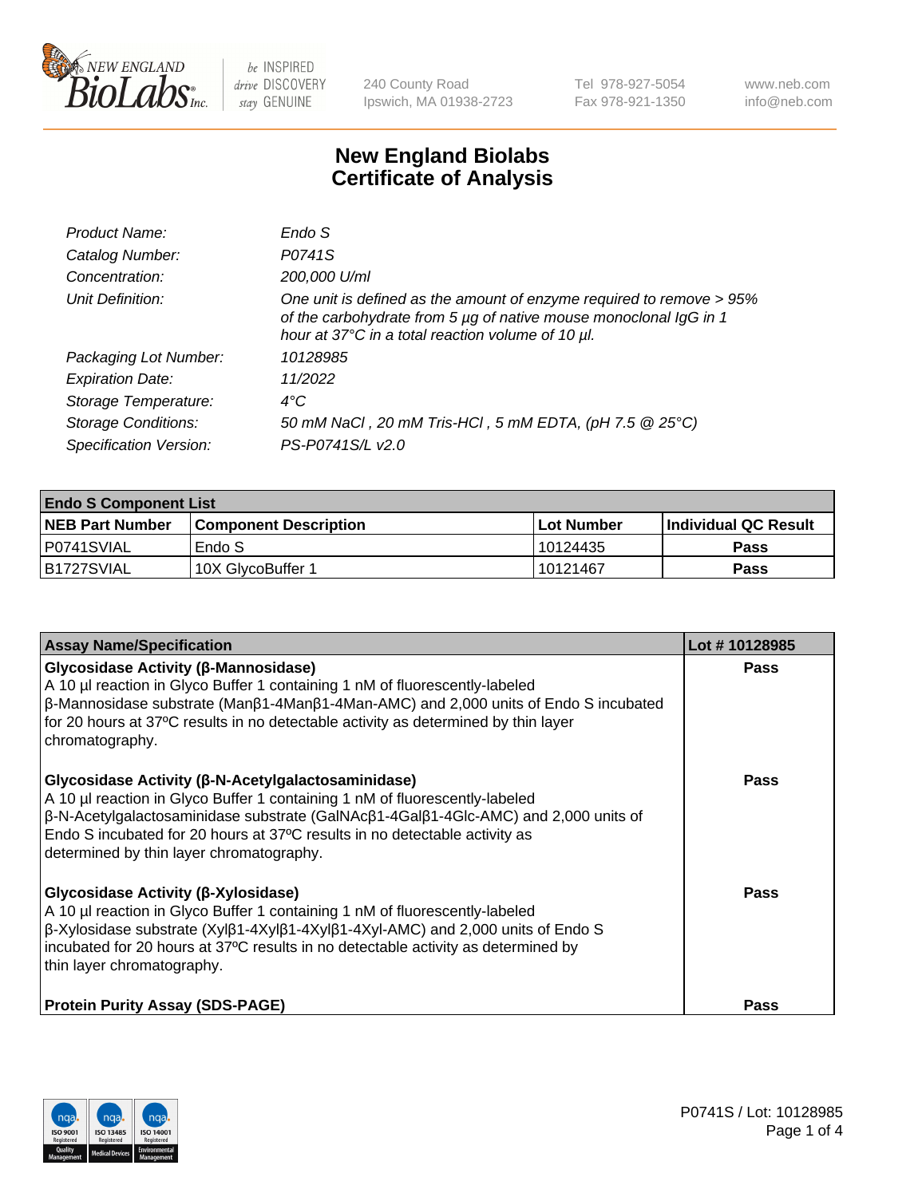240 County Road
Ipswich, MA 01938-2723

Tel 978-927-5054
Fax 978-921-1350

www.neb.com
info@neb.com

# New England Biolabs
# Certificate of Analysis

| | |
|---|---|
| *Product Name:* | *Endo S* |
| *Catalog Number:* | *P0741S* |
| *Concentration:* | *200,000 U/ml* |
| *Unit Definition:* | *One unit is defined as the amount of enzyme required to remove > 95% of the carbohydrate from 5 µg of native mouse monoclonal IgG in 1 hour at 37°C in a total reaction volume of 10 µl.* |
| *Packaging Lot Number:* | *10128985* |
| *Expiration Date:* | *11/2022* |
| *Storage Temperature:* | *4°C* |
| *Storage Conditions:* | *50 mM NaCl , 20 mM Tris-HCl , 5 mM EDTA, (pH 7.5 @ 25°C)* |
| *Specification Version:* | *PS-P0741S/L v2.0* |

| **Endo S Component List** | | | |
|---|---|---|---|
| **NEB Part Number** | **Component Description** | **Lot Number** | **Individual QC Result** |
| P0741SVIAL | Endo S | 10124435 | **Pass** |
| B1727SVIAL | 10X GlycoBuffer 1 | 10121467 | **Pass** |

| **Assay Name/Specification** | **Lot # 10128985** |
|---|---|
| **Glycosidase Activity (β-Mannosidase)** A 10 µl reaction in Glyco Buffer 1 containing 1 nM of fluorescently-labeled β-Mannosidase substrate (Manβ1-4Manβ1-4Man-AMC) and 2,000 units of Endo S incubated for 20 hours at 37ºC results in no detectable activity as determined by thin layer chromatography. | **Pass** |
| **Glycosidase Activity (β-N-Acetylgalactosaminidase)** A 10 µl reaction in Glyco Buffer 1 containing 1 nM of fluorescently-labeled β-N-Acetylgalactosaminidase substrate (GalNAcβ1-4Galβ1-4Glc-AMC) and 2,000 units of Endo S incubated for 20 hours at 37ºC results in no detectable activity as determined by thin layer chromatography. | **Pass** |
| **Glycosidase Activity (β-Xylosidase)** A 10 µl reaction in Glyco Buffer 1 containing 1 nM of fluorescently-labeled β-Xylosidase substrate (Xylβ1-4Xylβ1-4Xylβ1-4Xyl-AMC) and 2,000 units of Endo S incubated for 20 hours at 37ºC results in no detectable activity as determined by thin layer chromatography. | **Pass** |
| **Protein Purity Assay (SDS-PAGE)** | **Pass** |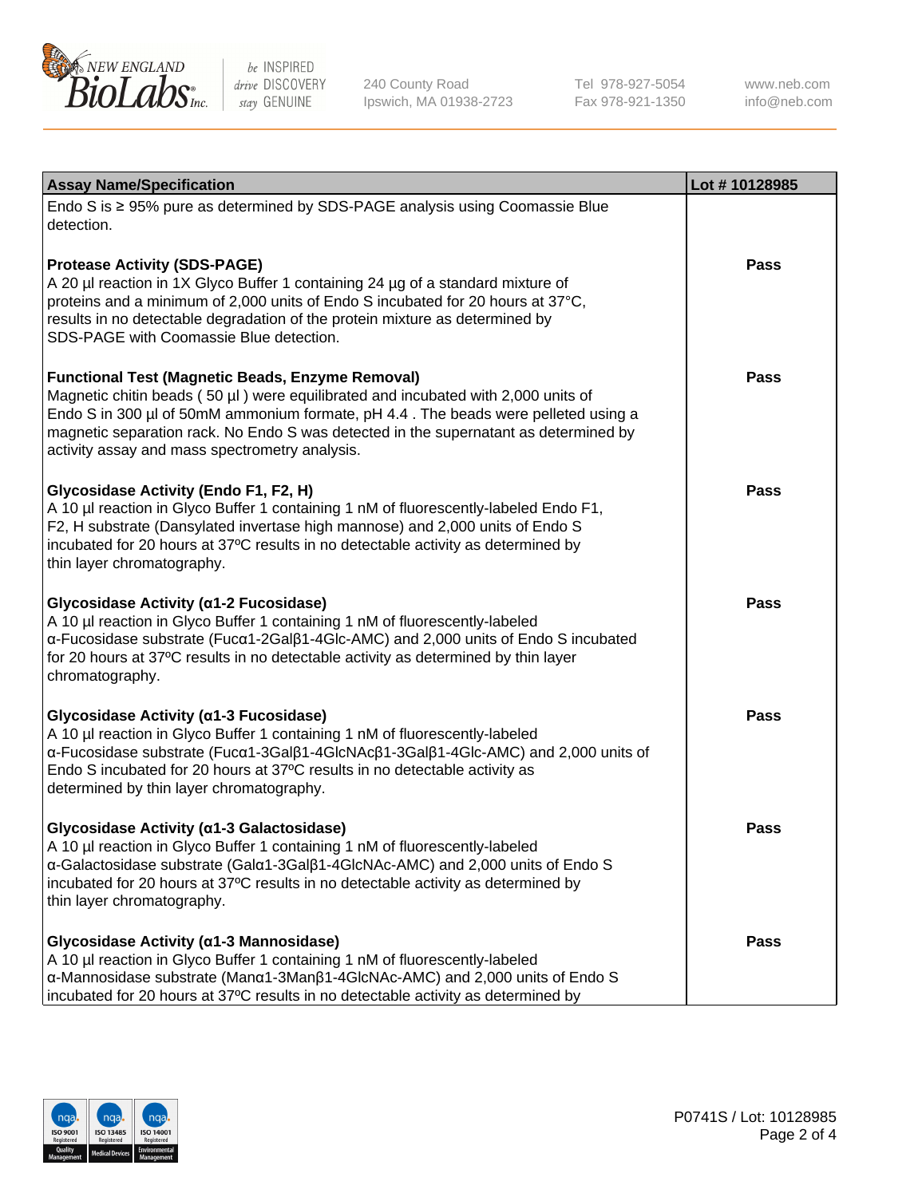| Assay Name/Specification | Lot # 10128985 |
|---|---|
| Endo S is ≥ 95% pure as determined by SDS-PAGE analysis using Coomassie Blue detection. | |
| **Protease Activity (SDS-PAGE)**<br>A 20 µl reaction in 1X Glyco Buffer 1 containing 24 µg of a standard mixture of proteins and a minimum of 2,000 units of Endo S incubated for 20 hours at 37°C, results in no detectable degradation of the protein mixture as determined by SDS-PAGE with Coomassie Blue detection. | Pass |
| **Functional Test (Magnetic Beads, Enzyme Removal)**<br>Magnetic chitin beads ( 50 µl ) were equilibrated and incubated with 2,000 units of Endo S in 300 µl of 50mM ammonium formate, pH 4.4 . The beads were pelleted using a magnetic separation rack. No Endo S was detected in the supernatant as determined by activity assay and mass spectrometry analysis. | Pass |
| **Glycosidase Activity (Endo F1, F2, H)**<br>A 10 µl reaction in Glyco Buffer 1 containing 1 nM of fluorescently-labeled Endo F1, F2, H substrate (Dansylated invertase high mannose) and 2,000 units of Endo S incubated for 20 hours at 37ºC results in no detectable activity as determined by thin layer chromatography. | Pass |
| **Glycosidase Activity (α1-2 Fucosidase)**<br>A 10 µl reaction in Glyco Buffer 1 containing 1 nM of fluorescently-labeled α-Fucosidase substrate (Fucα1-2Galβ1-4Glc-AMC) and 2,000 units of Endo S incubated for 20 hours at 37ºC results in no detectable activity as determined by thin layer chromatography. | Pass |
| **Glycosidase Activity (α1-3 Fucosidase)**<br>A 10 µl reaction in Glyco Buffer 1 containing 1 nM of fluorescently-labeled α-Fucosidase substrate (Fucα1-3Galβ1-4GlcNAcβ1-3Galβ1-4Glc-AMC) and 2,000 units of Endo S incubated for 20 hours at 37ºC results in no detectable activity as determined by thin layer chromatography. | Pass |
| **Glycosidase Activity (α1-3 Galactosidase)**<br>A 10 µl reaction in Glyco Buffer 1 containing 1 nM of fluorescently-labeled α-Galactosidase substrate (Galα1-3Galβ1-4GlcNAc-AMC) and 2,000 units of Endo S incubated for 20 hours at 37ºC results in no detectable activity as determined by thin layer chromatography. | Pass |
| **Glycosidase Activity (α1-3 Mannosidase)**<br>A 10 µl reaction in Glyco Buffer 1 containing 1 nM of fluorescently-labeled α-Mannosidase substrate (Manα1-3Manβ1-4GlcNAc-AMC) and 2,000 units of Endo S incubated for 20 hours at 37ºC results in no detectable activity as determined by | Pass |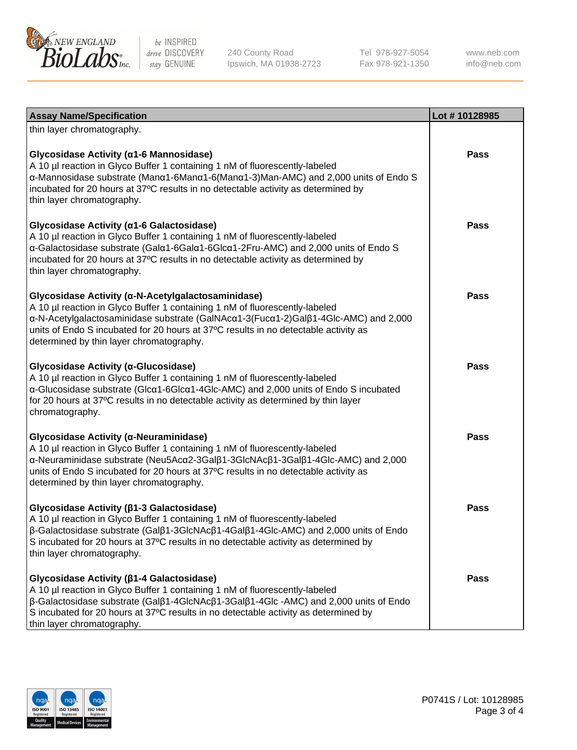| Assay Name/Specification | Lot # 10128985 |
| --- | --- |
| thin layer chromatography. | |
| **Glycosidase Activity (α1-6 Mannosidase)**<br>A 10 µl reaction in Glyco Buffer 1 containing 1 nM of fluorescently-labeled α-Mannosidase substrate (Manα1-6Manα1-6(Manα1-3)Man-AMC) and 2,000 units of Endo S incubated for 20 hours at 37ºC results in no detectable activity as determined by thin layer chromatography. | Pass |
| **Glycosidase Activity (α1-6 Galactosidase)**<br>A 10 µl reaction in Glyco Buffer 1 containing 1 nM of fluorescently-labeled α-Galactosidase substrate (Galα1-6Galα1-6Glcα1-2Fru-AMC) and 2,000 units of Endo S incubated for 20 hours at 37ºC results in no detectable activity as determined by thin layer chromatography. | Pass |
| **Glycosidase Activity (α-N-Acetylgalactosaminidase)**<br>A 10 µl reaction in Glyco Buffer 1 containing 1 nM of fluorescently-labeled α-N-Acetylgalactosaminidase substrate (GalNAcα1-3(Fucα1-2)Galβ1-4Glc-AMC) and 2,000 units of Endo S incubated for 20 hours at 37ºC results in no detectable activity as determined by thin layer chromatography. | Pass |
| **Glycosidase Activity (α-Glucosidase)**<br>A 10 µl reaction in Glyco Buffer 1 containing 1 nM of fluorescently-labeled α-Glucosidase substrate (Glcα1-6Glcα1-4Glc-AMC) and 2,000 units of Endo S incubated for 20 hours at 37ºC results in no detectable activity as determined by thin layer chromatography. | Pass |
| **Glycosidase Activity (α-Neuraminidase)**<br>A 10 µl reaction in Glyco Buffer 1 containing 1 nM of fluorescently-labeled α-Neuraminidase substrate (Neu5Acα2-3Galβ1-3GlcNAcβ1-3Galβ1-4Glc-AMC) and 2,000 units of Endo S incubated for 20 hours at 37ºC results in no detectable activity as determined by thin layer chromatography. | Pass |
| **Glycosidase Activity (β1-3 Galactosidase)**<br>A 10 µl reaction in Glyco Buffer 1 containing 1 nM of fluorescently-labeled β-Galactosidase substrate (Galβ1-3GlcNAcβ1-4Galβ1-4Glc-AMC) and 2,000 units of Endo S incubated for 20 hours at 37ºC results in no detectable activity as determined by thin layer chromatography. | Pass |
| **Glycosidase Activity (β1-4 Galactosidase)**<br>A 10 µl reaction in Glyco Buffer 1 containing 1 nM of fluorescently-labeled β-Galactosidase substrate (Galβ1-4GlcNAcβ1-3Galβ1-4Glc -AMC) and 2,000 units of Endo S incubated for 20 hours at 37ºC results in no detectable activity as determined by thin layer chromatography. | Pass |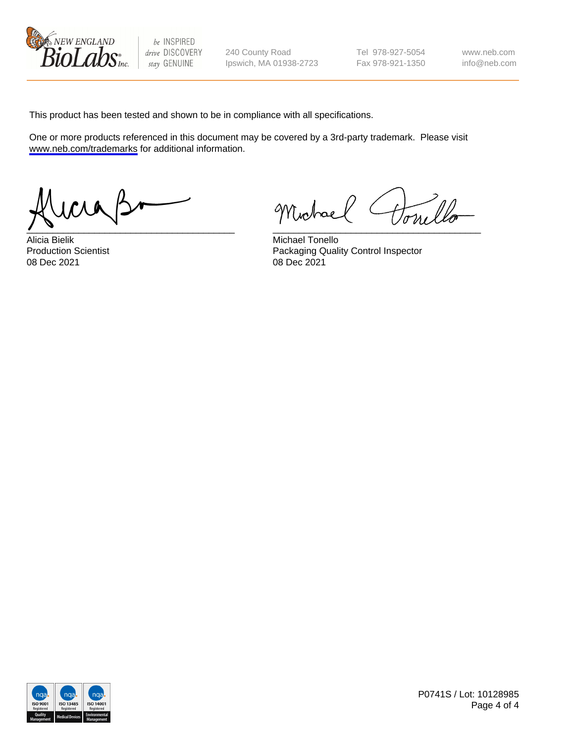This product has been tested and shown to be in compliance with all specifications.

One or more products referenced in this document may be covered by a 3rd-party trademark. Please visit www.neb.com/trademarks for additional information.

Alicia Bielik
Production Scientist
08 Dec 2021

Michael Tonello
Packaging Quality Control Inspector
08 Dec 2021

P0741S / Lot: 10128985